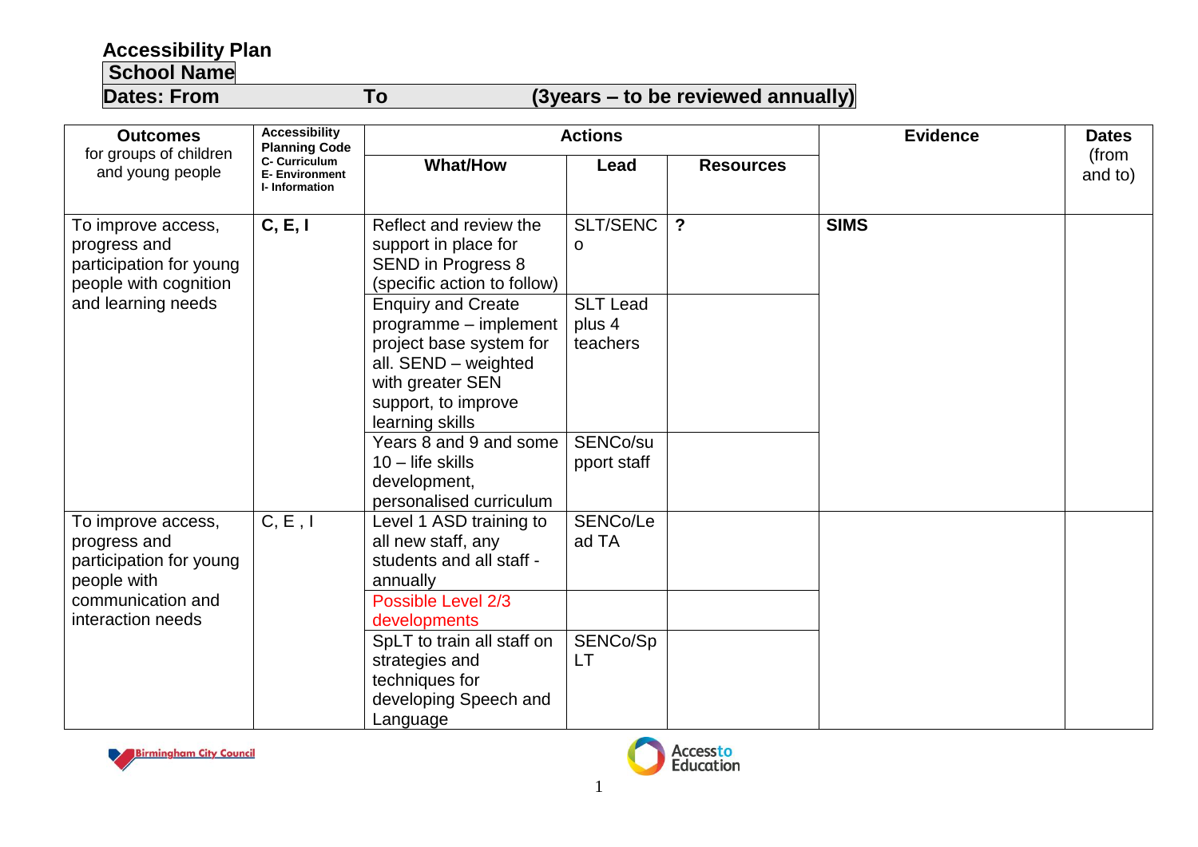# Accessibility Plan

**School Name**

**Dates: From To (3years – to be reviewed annually)**

| **Outcomes** for groups of children and young people | **Accessibility Planning Code** C- Curriculum E- Environment I- Information | **Actions** | | | **Evidence** | **Dates** (from and to) |
|---|---|---|---|---|---|---|
| | | **What/How** | **Lead** | **Resources** | | |
| To improve access, progress and participation for young people with cognition and learning needs | **C, E, I** | Reflect and review the support in place for SEND in Progress 8 (specific action to follow) | SLT/SENCo | **?** | **SIMS** | |
| | | Enquiry and Create programme – implement project base system for all. SEND – weighted with greater SEN support, to improve learning skills | SLT Lead plus 4 teachers | | | |
| | | Years 8 and 9 and some 10 – life skills development, personalised curriculum | SENCo/support staff | | | |
| To improve access, progress and participation for young people with communication and interaction needs | C, E , I | Level 1 ASD training to all new staff, any students and all staff - annually | SENCo/Lead TA | | | |
| | | Possible Level 2/3 developments | | | | |
| | | SpLT to train all staff on strategies and techniques for developing Speech and Language | SENCo/SpLT | | | |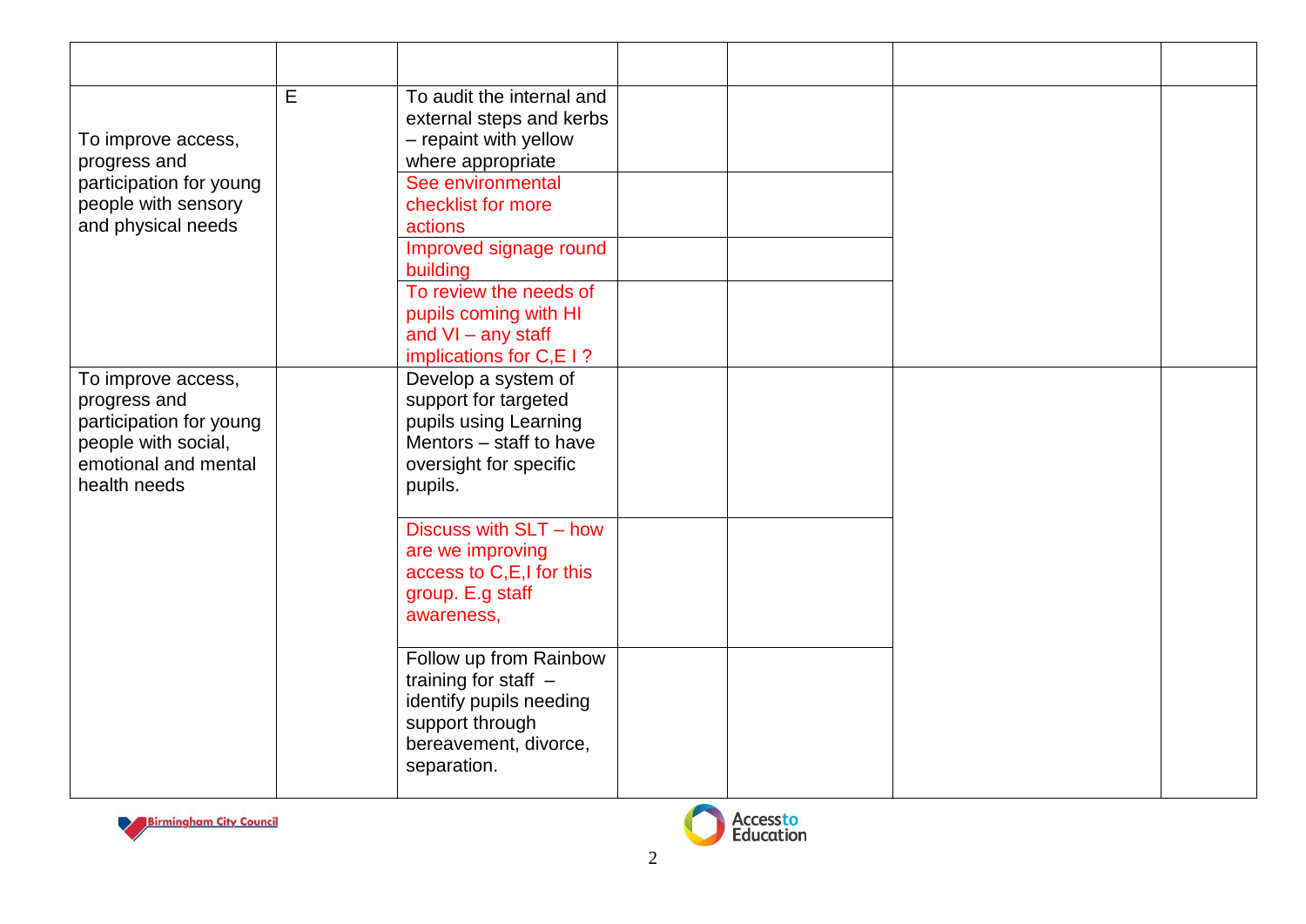| | | | | | | |
|---|---|---|---|---|---|---|
| To improve access, progress and participation for young people with sensory and physical needs | E | To audit the internal and external steps and kerbs – repaint with yellow where appropriate | | | | |
| | | See environmental checklist for more actions | | | | |
| | | Improved signage round building | | | | |
| | | To review the needs of pupils coming with HI and VI – any staff implications for C,E I ? | | | | |
| To improve access, progress and participation for young people with social, emotional and mental health needs | | Develop a system of support for targeted pupils using Learning Mentors – staff to have oversight for specific pupils. | | | | |
| | | Discuss with SLT – how are we improving access to C,E,I for this group. E.g staff awareness, | | | | |
| | | Follow up from Rainbow training for staff – identify pupils needing support through bereavement, divorce, separation. | | | | |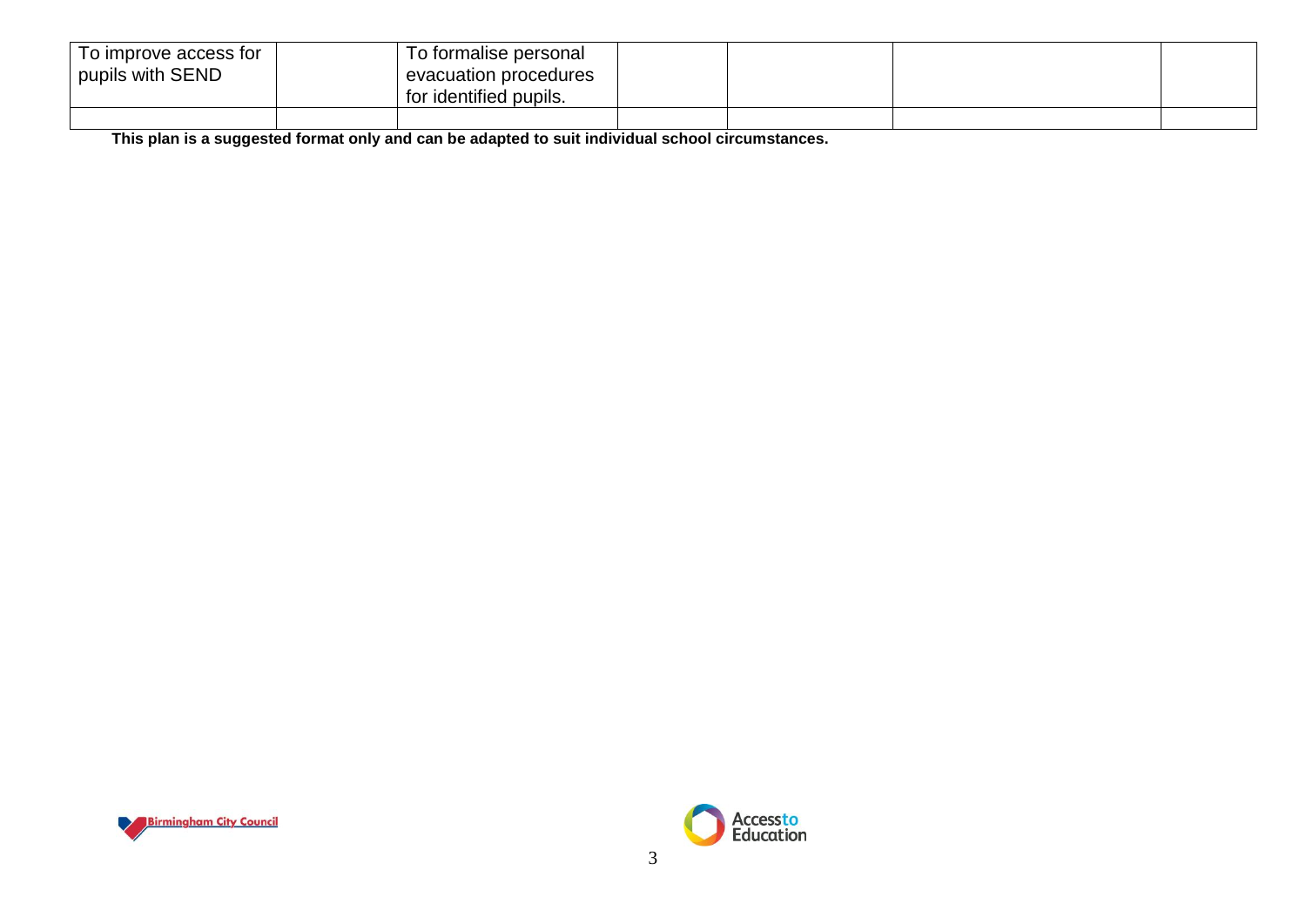| | | | | | | |
|---|---|---|---|---|---|---|
| To improve access for pupils with SEND | | To formalise personal evacuation procedures for identified pupils. | | | | |
| | | | | | | |

**This plan is a suggested format only and can be adapted to suit individual school circumstances.**